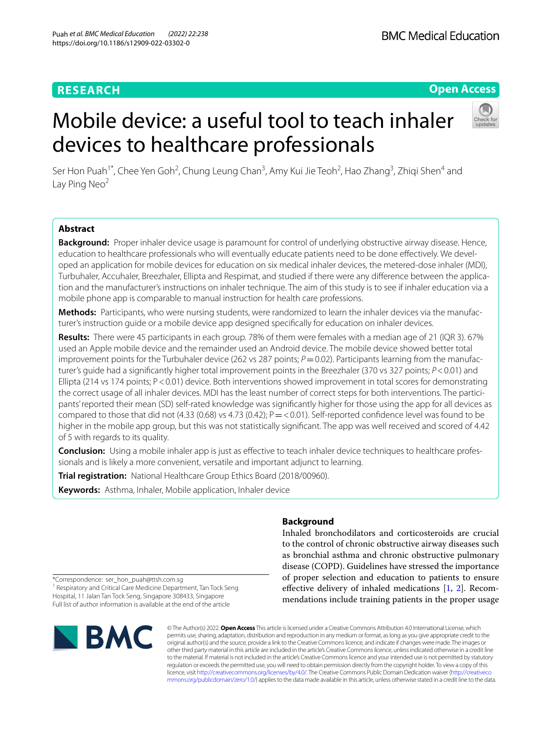RESEARCH

Open Access

# Mobile device: a useful tool to teach inhaler devices to healthcare professionals

Ser Hon Puah[1*], Chee Yen Goh[2], Chung Leung Chan[3], Amy Kui Jie Teoh[2], Hao Zhang[3], Zhiqi Shen[4] and Lay Ping Neo[2]

## Abstract

**Background:** Proper inhaler device usage is paramount for control of underlying obstructive airway disease. Hence, education to healthcare professionals who will eventually educate patients need to be done effectively. We developed an application for mobile devices for education on six medical inhaler devices, the metered-dose inhaler (MDI), Turbuhaler, Accuhaler, Breezhaler, Ellipta and Respimat, and studied if there were any difference between the application and the manufacturer's instructions on inhaler technique. The aim of this study is to see if inhaler education via a mobile phone app is comparable to manual instruction for health care professions.

**Methods:** Participants, who were nursing students, were randomized to learn the inhaler devices via the manufacturer's instruction guide or a mobile device app designed specifically for education on inhaler devices.

**Results:** There were 45 participants in each group. 78% of them were females with a median age of 21 (IQR 3). 67% used an Apple mobile device and the remainder used an Android device. The mobile device showed better total improvement points for the Turbuhaler device (262 vs 287 points; $P = 0.02$). Participants learning from the manufacturer's guide had a significantly higher total improvement points in the Breezhaler (370 vs 327 points; $P < 0.01$) and Ellipta (214 vs 174 points; $P < 0.01$) device. Both interventions showed improvement in total scores for demonstrating the correct usage of all inhaler devices. MDI has the least number of correct steps for both interventions. The participants' reported their mean (SD) self-rated knowledge was significantly higher for those using the app for all devices as compared to those that did not (4.33 (0.68) vs 4.73 (0.42); $P = < 0.01$). Self-reported confidence level was found to be higher in the mobile app group, but this was not statistically significant. The app was well received and scored of 4.42 of 5 with regards to its quality.

**Conclusion:** Using a mobile inhaler app is just as effective to teach inhaler device techniques to healthcare professionals and is likely a more convenient, versatile and important adjunct to learning.

**Trial registration:** National Healthcare Group Ethics Board (2018/00960).

**Keywords:** Asthma, Inhaler, Mobile application, Inhaler device

## Background

Inhaled bronchodilators and corticosteroids are crucial to the control of chronic obstructive airway diseases such as bronchial asthma and chronic obstructive pulmonary disease (COPD). Guidelines have stressed the importance of proper selection and education to patients to ensure effective delivery of inhaled medications [1, 2]. Recommendations include training patients in the proper usage

*Correspondence: ser_hon_puah@ttsh.com.sg
[1] Respiratory and Critical Care Medicine Department, Tan Tock Seng Hospital, 11 Jalan Tan Tock Seng, Singapore 308433, Singapore
Full list of author information is available at the end of the article

© The Author(s) 2022. **Open Access** This article is licensed under a Creative Commons Attribution 4.0 International License, which permits use, sharing, adaptation, distribution and reproduction in any medium or format, as long as you give appropriate credit to the original author(s) and the source, provide a link to the Creative Commons licence, and indicate if changes were made. The images or other third party material in this article are included in the article's Creative Commons licence, unless indicated otherwise in a credit line to the material. If material is not included in the article's Creative Commons licence and your intended use is not permitted by statutory regulation or exceeds the permitted use, you will need to obtain permission directly from the copyright holder. To view a copy of this licence, visit http://creativecommons.org/licenses/by/4.0/. The Creative Commons Public Domain Dedication waiver (http://creativecommons.org/publicdomain/zero/1.0/) applies to the data made available in this article, unless otherwise stated in a credit line to the data.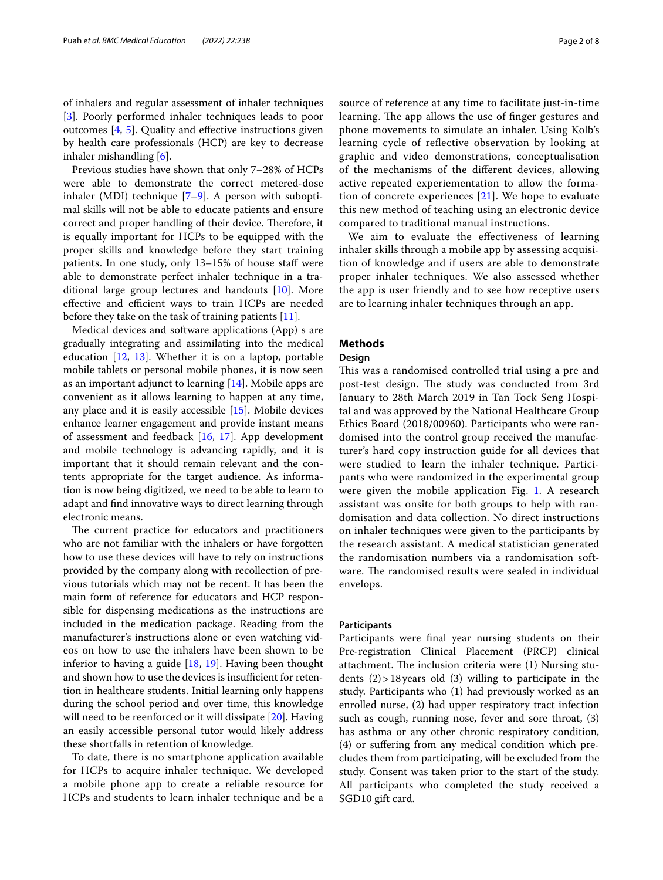of inhalers and regular assessment of inhaler techniques [3]. Poorly performed inhaler techniques leads to poor outcomes [4, 5]. Quality and effective instructions given by health care professionals (HCP) are key to decrease inhaler mishandling [6].

Previous studies have shown that only 7–28% of HCPs were able to demonstrate the correct metered-dose inhaler (MDI) technique [7–9]. A person with suboptimal skills will not be able to educate patients and ensure correct and proper handling of their device. Therefore, it is equally important for HCPs to be equipped with the proper skills and knowledge before they start training patients. In one study, only 13–15% of house staff were able to demonstrate perfect inhaler technique in a traditional large group lectures and handouts [10]. More effective and efficient ways to train HCPs are needed before they take on the task of training patients [11].

Medical devices and software applications (App) s are gradually integrating and assimilating into the medical education [12, 13]. Whether it is on a laptop, portable mobile tablets or personal mobile phones, it is now seen as an important adjunct to learning [14]. Mobile apps are convenient as it allows learning to happen at any time, any place and it is easily accessible [15]. Mobile devices enhance learner engagement and provide instant means of assessment and feedback [16, 17]. App development and mobile technology is advancing rapidly, and it is important that it should remain relevant and the contents appropriate for the target audience. As information is now being digitized, we need to be able to learn to adapt and find innovative ways to direct learning through electronic means.

The current practice for educators and practitioners who are not familiar with the inhalers or have forgotten how to use these devices will have to rely on instructions provided by the company along with recollection of previous tutorials which may not be recent. It has been the main form of reference for educators and HCP responsible for dispensing medications as the instructions are included in the medication package. Reading from the manufacturer's instructions alone or even watching videos on how to use the inhalers have been shown to be inferior to having a guide [18, 19]. Having been thought and shown how to use the devices is insufficient for retention in healthcare students. Initial learning only happens during the school period and over time, this knowledge will need to be reenforced or it will dissipate [20]. Having an easily accessible personal tutor would likely address these shortfalls in retention of knowledge.

To date, there is no smartphone application available for HCPs to acquire inhaler technique. We developed a mobile phone app to create a reliable resource for HCPs and students to learn inhaler technique and be a source of reference at any time to facilitate just-in-time learning. The app allows the use of finger gestures and phone movements to simulate an inhaler. Using Kolb's learning cycle of reflective observation by looking at graphic and video demonstrations, conceptualisation of the mechanisms of the different devices, allowing active repeated experiementation to allow the formation of concrete experiences [21]. We hope to evaluate this new method of teaching using an electronic device compared to traditional manual instructions.

We aim to evaluate the effectiveness of learning inhaler skills through a mobile app by assessing acquisition of knowledge and if users are able to demonstrate proper inhaler techniques. We also assessed whether the app is user friendly and to see how receptive users are to learning inhaler techniques through an app.

## Methods

### Design

This was a randomised controlled trial using a pre and post-test design. The study was conducted from 3rd January to 28th March 2019 in Tan Tock Seng Hospital and was approved by the National Healthcare Group Ethics Board (2018/00960). Participants who were randomised into the control group received the manufacturer's hard copy instruction guide for all devices that were studied to learn the inhaler technique. Participants who were randomized in the experimental group were given the mobile application Fig. 1. A research assistant was onsite for both groups to help with randomisation and data collection. No direct instructions on inhaler techniques were given to the participants by the research assistant. A medical statistician generated the randomisation numbers via a randomisation software. The randomised results were sealed in individual envelops.

### Participants

Participants were final year nursing students on their Pre-registration Clinical Placement (PRCP) clinical attachment. The inclusion criteria were (1) Nursing students (2) >18 years old (3) willing to participate in the study. Participants who (1) had previously worked as an enrolled nurse, (2) had upper respiratory tract infection such as cough, running nose, fever and sore throat, (3) has asthma or any other chronic respiratory condition, (4) or suffering from any medical condition which precludes them from participating, will be excluded from the study. Consent was taken prior to the start of the study. All participants who completed the study received a SGD10 gift card.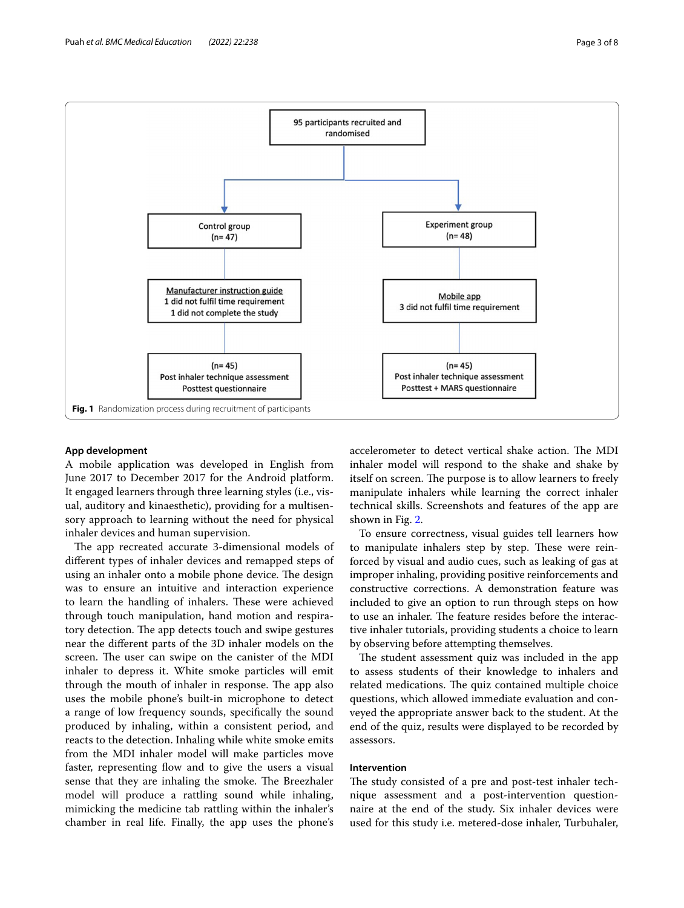95 participants recruited and randomised

| Control group (n= 47) | Experiment group (n= 48) |
| --- | --- |
| Manufacturer instruction guide<br>1 did not fulfil time requirement<br>1 did not complete the study | Mobile app<br>3 did not fulfil time requirement |
| (n= 45)<br>Post inhaler technique assessment<br>Posttest questionnaire | (n= 45)<br>Post inhaler technique assessment<br>Posttest + MARS questionnaire |

**Fig. 1** Randomization process during recruitment of participants

### App development

A mobile application was developed in English from June 2017 to December 2017 for the Android platform. It engaged learners through three learning styles (i.e., visual, auditory and kinaesthetic), providing for a multisensory approach to learning without the need for physical inhaler devices and human supervision.

The app recreated accurate 3-dimensional models of different types of inhaler devices and remapped steps of using an inhaler onto a mobile phone device. The design was to ensure an intuitive and interaction experience to learn the handling of inhalers. These were achieved through touch manipulation, hand motion and respiratory detection. The app detects touch and swipe gestures near the different parts of the 3D inhaler models on the screen. The user can swipe on the canister of the MDI inhaler to depress it. White smoke particles will emit through the mouth of inhaler in response. The app also uses the mobile phone's built-in microphone to detect a range of low frequency sounds, specifically the sound produced by inhaling, within a consistent period, and reacts to the detection. Inhaling while white smoke emits from the MDI inhaler model will make particles move faster, representing flow and to give the users a visual sense that they are inhaling the smoke. The Breezhaler model will produce a rattling sound while inhaling, mimicking the medicine tab rattling within the inhaler's chamber in real life. Finally, the app uses the phone's accelerometer to detect vertical shake action. The MDI inhaler model will respond to the shake and shake by itself on screen. The purpose is to allow learners to freely manipulate inhalers while learning the correct inhaler technical skills. Screenshots and features of the app are shown in Fig. 2.

To ensure correctness, visual guides tell learners how to manipulate inhalers step by step. These were reinforced by visual and audio cues, such as leaking of gas at improper inhaling, providing positive reinforcements and constructive corrections. A demonstration feature was included to give an option to run through steps on how to use an inhaler. The feature resides before the interactive inhaler tutorials, providing students a choice to learn by observing before attempting themselves.

The student assessment quiz was included in the app to assess students of their knowledge to inhalers and related medications. The quiz contained multiple choice questions, which allowed immediate evaluation and conveyed the appropriate answer back to the student. At the end of the quiz, results were displayed to be recorded by assessors.

### Intervention

The study consisted of a pre and post-test inhaler technique assessment and a post-intervention questionnaire at the end of the study. Six inhaler devices were used for this study i.e. metered-dose inhaler, Turbuhaler,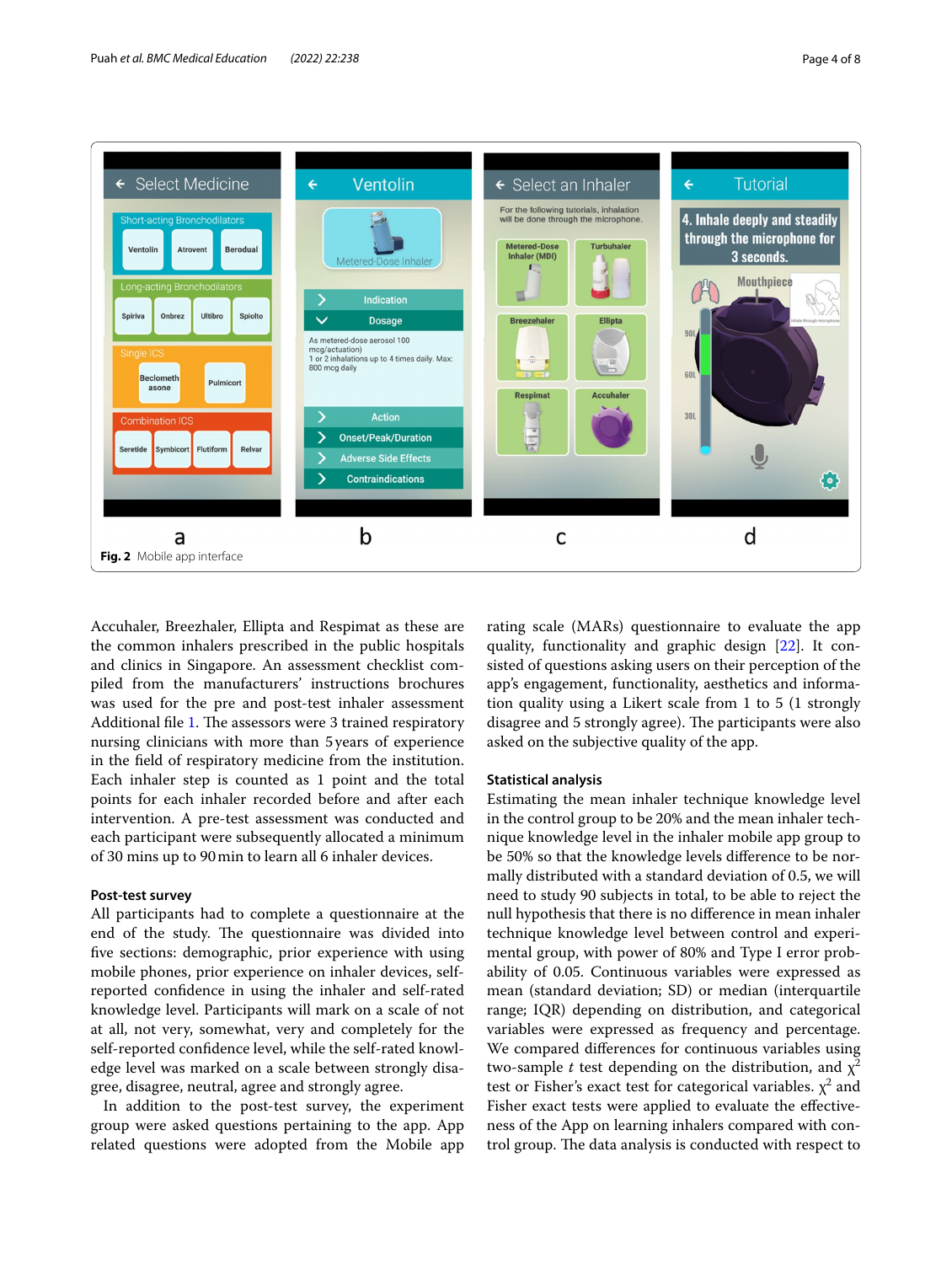Fig. 2 Mobile app interface

Accuhaler, Breezhaler, Ellipta and Respimat as these are the common inhalers prescribed in the public hospitals and clinics in Singapore. An assessment checklist compiled from the manufacturers' instructions brochures was used for the pre and post-test inhaler assessment Additional file 1. The assessors were 3 trained respiratory nursing clinicians with more than 5 years of experience in the field of respiratory medicine from the institution. Each inhaler step is counted as 1 point and the total points for each inhaler recorded before and after each intervention. A pre-test assessment was conducted and each participant were subsequently allocated a minimum of 30 mins up to 90 min to learn all 6 inhaler devices.

### Post-test survey

All participants had to complete a questionnaire at the end of the study. The questionnaire was divided into five sections: demographic, prior experience with using mobile phones, prior experience on inhaler devices, self-reported confidence in using the inhaler and self-rated knowledge level. Participants will mark on a scale of not at all, not very, somewhat, very and completely for the self-reported confidence level, while the self-rated knowledge level was marked on a scale between strongly disagree, disagree, neutral, agree and strongly agree.

In addition to the post-test survey, the experiment group were asked questions pertaining to the app. App related questions were adopted from the Mobile app rating scale (MARs) questionnaire to evaluate the app quality, functionality and graphic design [22]. It consisted of questions asking users on their perception of the app's engagement, functionality, aesthetics and information quality using a Likert scale from 1 to 5 (1 strongly disagree and 5 strongly agree). The participants were also asked on the subjective quality of the app.

### Statistical analysis

Estimating the mean inhaler technique knowledge level in the control group to be 20% and the mean inhaler technique knowledge level in the inhaler mobile app group to be 50% so that the knowledge levels difference to be normally distributed with a standard deviation of 0.5, we will need to study 90 subjects in total, to be able to reject the null hypothesis that there is no difference in mean inhaler technique knowledge level between control and experimental group, with power of 80% and Type I error probability of 0.05. Continuous variables were expressed as mean (standard deviation; SD) or median (interquartile range; IQR) depending on distribution, and categorical variables were expressed as frequency and percentage. We compared differences for continuous variables using two-sample $t$ test depending on the distribution, and $\chi^2$ test or Fisher's exact test for categorical variables. $\chi^2$ and Fisher exact tests were applied to evaluate the effectiveness of the App on learning inhalers compared with control group. The data analysis is conducted with respect to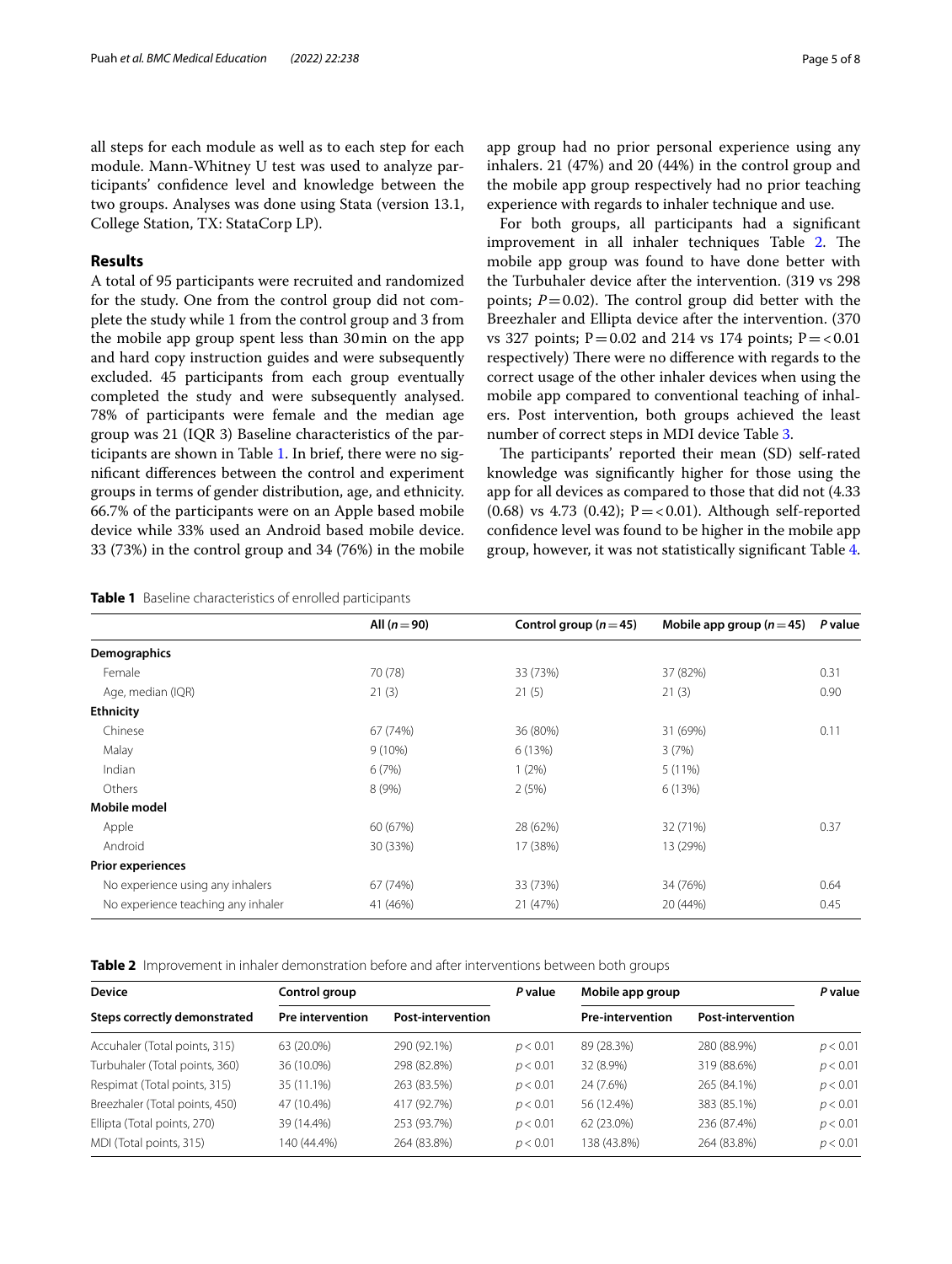all steps for each module as well as to each step for each module. Mann-Whitney U test was used to analyze participants' confidence level and knowledge between the two groups. Analyses was done using Stata (version 13.1, College Station, TX: StataCorp LP).

## Results

A total of 95 participants were recruited and randomized for the study. One from the control group did not complete the study while 1 from the control group and 3 from the mobile app group spent less than 30 min on the app and hard copy instruction guides and were subsequently excluded. 45 participants from each group eventually completed the study and were subsequently analysed. 78% of participants were female and the median age group was 21 (IQR 3) Baseline characteristics of the participants are shown in Table 1. In brief, there were no significant differences between the control and experiment groups in terms of gender distribution, age, and ethnicity. 66.7% of the participants were on an Apple based mobile device while 33% used an Android based mobile device. 33 (73%) in the control group and 34 (76%) in the mobile app group had no prior personal experience using any inhalers. 21 (47%) and 20 (44%) in the control group and the mobile app group respectively had no prior teaching experience with regards to inhaler technique and use.

For both groups, all participants had a significant improvement in all inhaler techniques Table 2. The mobile app group was found to have done better with the Turbuhaler device after the intervention. (319 vs 298 points; $P=0.02$). The control group did better with the Breezhaler and Ellipta device after the intervention. (370 vs 327 points; $P=0.02$ and 214 vs 174 points; $P=<0.01$ respectively) There were no difference with regards to the correct usage of the other inhaler devices when using the mobile app compared to conventional teaching of inhalers. Post intervention, both groups achieved the least number of correct steps in MDI device Table 3.

The participants' reported their mean (SD) self-rated knowledge was significantly higher for those using the app for all devices as compared to those that did not (4.33 (0.68) vs 4.73 (0.42); $P=<0.01$). Although self-reported confidence level was found to be higher in the mobile app group, however, it was not statistically significant Table 4.

**Table 1** Baseline characteristics of enrolled participants

| | All ($n=90$) | Control group ($n=45$) | Mobile app group ($n=45$) | *P* value |
|---|---|---|---|---|
| **Demographics** | | | | |
| Female | 70 (78) | 33 (73%) | 37 (82%) | 0.31 |
| Age, median (IQR) | 21 (3) | 21 (5) | 21 (3) | 0.90 |
| **Ethnicity** | | | | |
| Chinese | 67 (74%) | 36 (80%) | 31 (69%) | 0.11 |
| Malay | 9 (10%) | 6 (13%) | 3 (7%) | |
| Indian | 6 (7%) | 1 (2%) | 5 (11%) | |
| Others | 8 (9%) | 2 (5%) | 6 (13%) | |
| **Mobile model** | | | | |
| Apple | 60 (67%) | 28 (62%) | 32 (71%) | 0.37 |
| Android | 30 (33%) | 17 (38%) | 13 (29%) | |
| **Prior experiences** | | | | |
| No experience using any inhalers | 67 (74%) | 33 (73%) | 34 (76%) | 0.64 |
| No experience teaching any inhaler | 41 (46%) | 21 (47%) | 20 (44%) | 0.45 |

**Table 2** Improvement in inhaler demonstration before and after interventions between both groups

| Device | Control group | | *P* value | Mobile app group | | *P* value |
|---|---|---|---|---|---|---|
| Steps correctly demonstrated | Pre intervention | Post-intervention | | Pre-intervention | Post-intervention | |
| Accuhaler (Total points, 315) | 63 (20.0%) | 290 (92.1%) | $p<0.01$ | 89 (28.3%) | 280 (88.9%) | $p<0.01$ |
| Turbuhaler (Total points, 360) | 36 (10.0%) | 298 (82.8%) | $p<0.01$ | 32 (8.9%) | 319 (88.6%) | $p<0.01$ |
| Respimat (Total points, 315) | 35 (11.1%) | 263 (83.5%) | $p<0.01$ | 24 (7.6%) | 265 (84.1%) | $p<0.01$ |
| Breezhaler (Total points, 450) | 47 (10.4%) | 417 (92.7%) | $p<0.01$ | 56 (12.4%) | 383 (85.1%) | $p<0.01$ |
| Ellipta (Total points, 270) | 39 (14.4%) | 253 (93.7%) | $p<0.01$ | 62 (23.0%) | 236 (87.4%) | $p<0.01$ |
| MDI (Total points, 315) | 140 (44.4%) | 264 (83.8%) | $p<0.01$ | 138 (43.8%) | 264 (83.8%) | $p<0.01$ |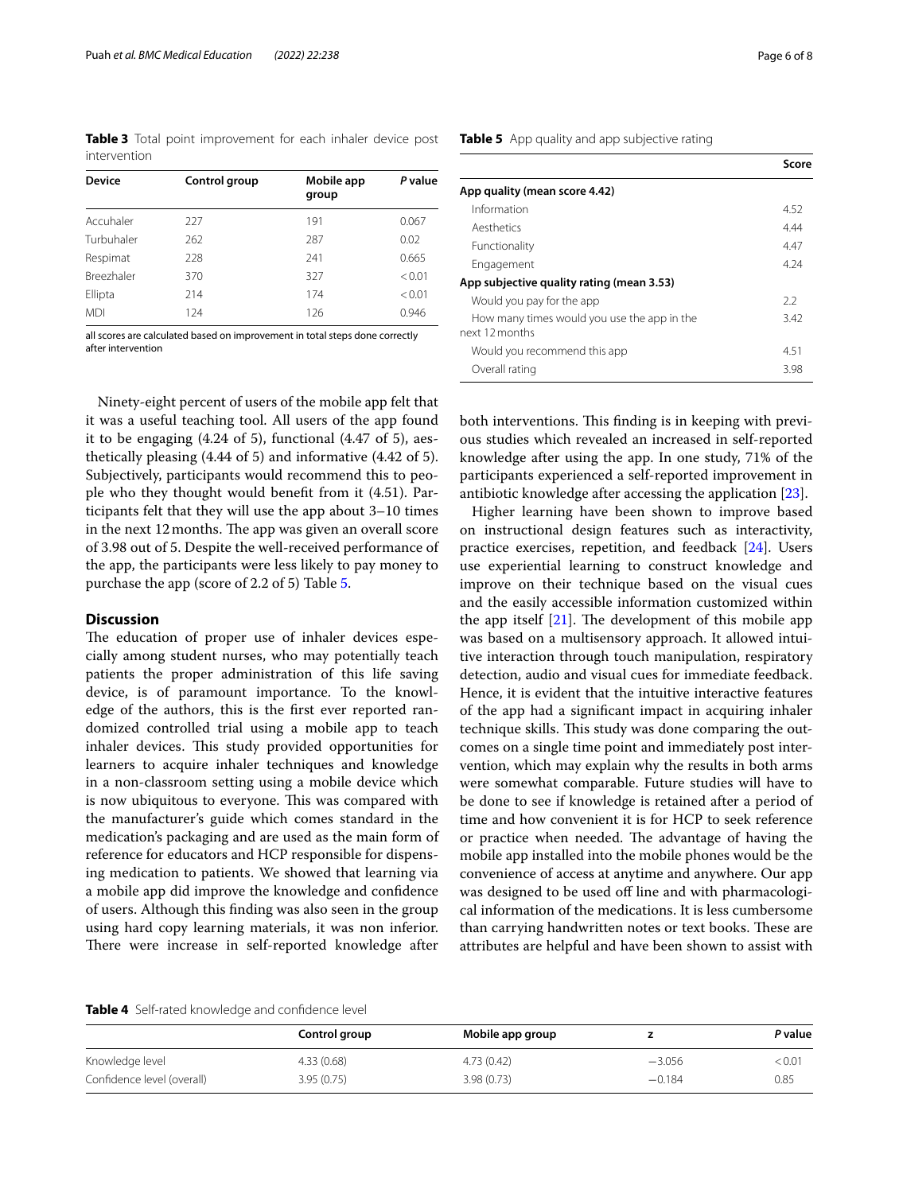**Table 3** Total point improvement for each inhaler device post intervention

| Device | Control group | Mobile app group | *P* value |
|---|---|---|---|
| Accuhaler | 227 | 191 | 0.067 |
| Turbuhaler | 262 | 287 | 0.02 |
| Respimat | 228 | 241 | 0.665 |
| Breezhaler | 370 | 327 | < 0.01 |
| Ellipta | 214 | 174 | < 0.01 |
| MDI | 124 | 126 | 0.946 |

all scores are calculated based on improvement in total steps done correctly after intervention

Ninety-eight percent of users of the mobile app felt that it was a useful teaching tool. All users of the app found it to be engaging (4.24 of 5), functional (4.47 of 5), aesthetically pleasing (4.44 of 5) and informative (4.42 of 5). Subjectively, participants would recommend this to people who they thought would benefit from it (4.51). Participants felt that they will use the app about 3–10 times in the next 12 months. The app was given an overall score of 3.98 out of 5. Despite the well-received performance of the app, the participants were less likely to pay money to purchase the app (score of 2.2 of 5) Table 5.

**Table 5** App quality and app subjective rating

| | Score |
|---|---|
| **App quality (mean score 4.42)** | |
| Information | 4.52 |
| Aesthetics | 4.44 |
| Functionality | 4.47 |
| Engagement | 4.24 |
| **App subjective quality rating (mean 3.53)** | |
| Would you pay for the app | 2.2 |
| How many times would you use the app in the next 12 months | 3.42 |
| Would you recommend this app | 4.51 |
| Overall rating | 3.98 |

## Discussion

The education of proper use of inhaler devices especially among student nurses, who may potentially teach patients the proper administration of this life saving device, is of paramount importance. To the knowledge of the authors, this is the first ever reported randomized controlled trial using a mobile app to teach inhaler devices. This study provided opportunities for learners to acquire inhaler techniques and knowledge in a non-classroom setting using a mobile device which is now ubiquitous to everyone. This was compared with the manufacturer's guide which comes standard in the medication's packaging and are used as the main form of reference for educators and HCP responsible for dispensing medication to patients. We showed that learning via a mobile app did improve the knowledge and confidence of users. Although this finding was also seen in the group using hard copy learning materials, it was non inferior. There were increase in self-reported knowledge after both interventions. This finding is in keeping with previous studies which revealed an increased in self-reported knowledge after using the app. In one study, 71% of the participants experienced a self-reported improvement in antibiotic knowledge after accessing the application [23].

Higher learning have been shown to improve based on instructional design features such as interactivity, practice exercises, repetition, and feedback [24]. Users use experiential learning to construct knowledge and improve on their technique based on the visual cues and the easily accessible information customized within the app itself [21]. The development of this mobile app was based on a multisensory approach. It allowed intuitive interaction through touch manipulation, respiratory detection, audio and visual cues for immediate feedback. Hence, it is evident that the intuitive interactive features of the app had a significant impact in acquiring inhaler technique skills. This study was done comparing the outcomes on a single time point and immediately post intervention, which may explain why the results in both arms were somewhat comparable. Future studies will have to be done to see if knowledge is retained after a period of time and how convenient it is for HCP to seek reference or practice when needed. The advantage of having the mobile app installed into the mobile phones would be the convenience of access at anytime and anywhere. Our app was designed to be used off line and with pharmacological information of the medications. It is less cumbersome than carrying handwritten notes or text books. These are attributes are helpful and have been shown to assist with

**Table 4** Self-rated knowledge and confidence level

| | Control group | Mobile app group | z | *P* value |
|---|---|---|---|---|
| Knowledge level | 4.33 (0.68) | 4.73 (0.42) | −3.056 | < 0.01 |
| Confidence level (overall) | 3.95 (0.75) | 3.98 (0.73) | −0.184 | 0.85 |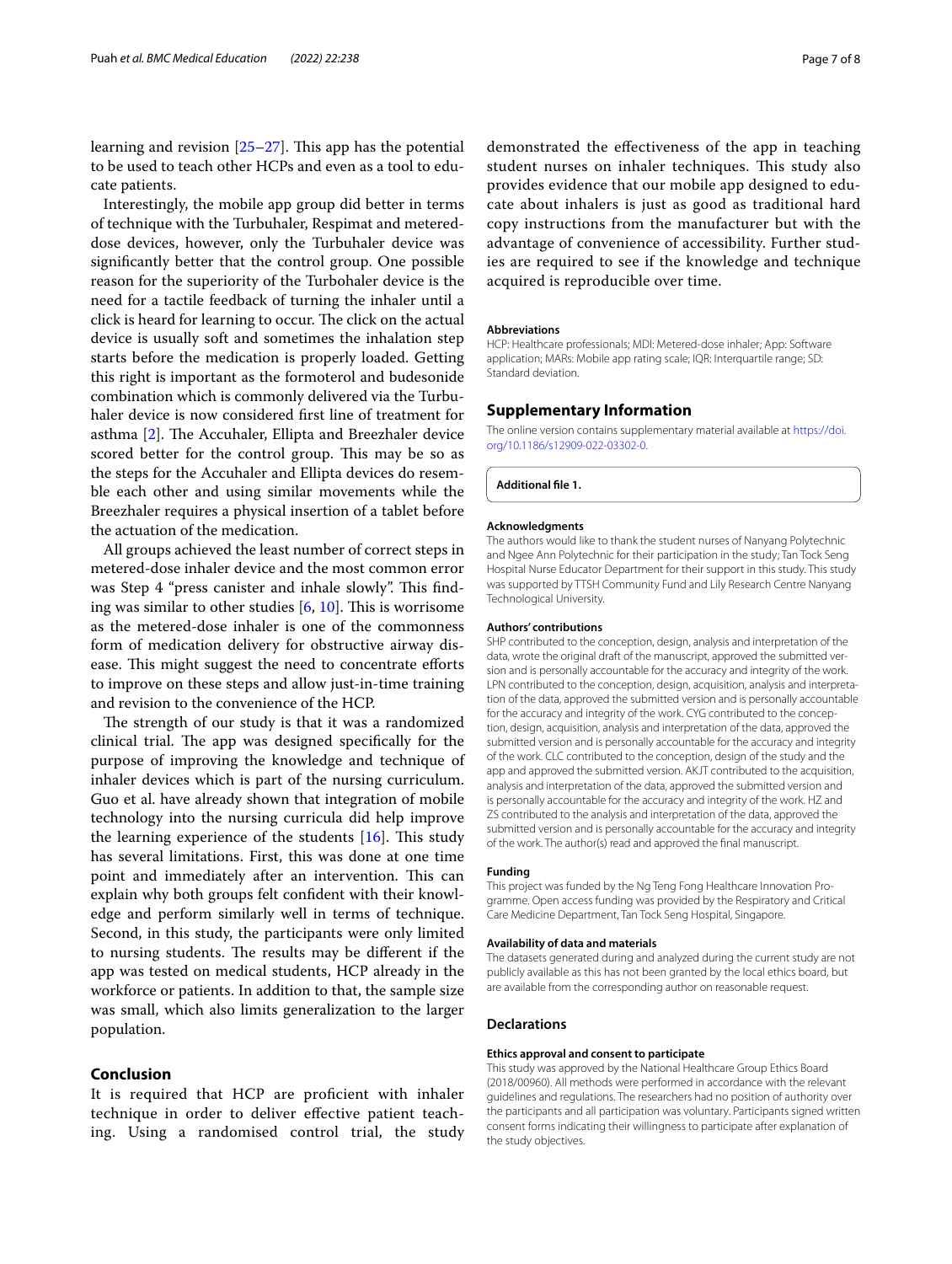learning and revision [25–27]. This app has the potential to be used to teach other HCPs and even as a tool to educate patients.

Interestingly, the mobile app group did better in terms of technique with the Turbuhaler, Respimat and metered-dose devices, however, only the Turbuhaler device was significantly better that the control group. One possible reason for the superiority of the Turbohaler device is the need for a tactile feedback of turning the inhaler until a click is heard for learning to occur. The click on the actual device is usually soft and sometimes the inhalation step starts before the medication is properly loaded. Getting this right is important as the formoterol and budesonide combination which is commonly delivered via the Turbuhaler device is now considered first line of treatment for asthma [2]. The Accuhaler, Ellipta and Breezhaler device scored better for the control group. This may be so as the steps for the Accuhaler and Ellipta devices do resemble each other and using similar movements while the Breezhaler requires a physical insertion of a tablet before the actuation of the medication.

All groups achieved the least number of correct steps in metered-dose inhaler device and the most common error was Step 4 "press canister and inhale slowly". This finding was similar to other studies [6, 10]. This is worrisome as the metered-dose inhaler is one of the commonness form of medication delivery for obstructive airway disease. This might suggest the need to concentrate efforts to improve on these steps and allow just-in-time training and revision to the convenience of the HCP.

The strength of our study is that it was a randomized clinical trial. The app was designed specifically for the purpose of improving the knowledge and technique of inhaler devices which is part of the nursing curriculum. Guo et al. have already shown that integration of mobile technology into the nursing curricula did help improve the learning experience of the students [16]. This study has several limitations. First, this was done at one time point and immediately after an intervention. This can explain why both groups felt confident with their knowledge and perform similarly well in terms of technique. Second, in this study, the participants were only limited to nursing students. The results may be different if the app was tested on medical students, HCP already in the workforce or patients. In addition to that, the sample size was small, which also limits generalization to the larger population.

## Conclusion

It is required that HCP are proficient with inhaler technique in order to deliver effective patient teaching. Using a randomised control trial, the study demonstrated the effectiveness of the app in teaching student nurses on inhaler techniques. This study also provides evidence that our mobile app designed to educate about inhalers is just as good as traditional hard copy instructions from the manufacturer but with the advantage of convenience of accessibility. Further studies are required to see if the knowledge and technique acquired is reproducible over time.

#### Abbreviations

HCP: Healthcare professionals; MDI: Metered-dose inhaler; App: Software application; MARs: Mobile app rating scale; IQR: Interquartile range; SD: Standard deviation.

## Supplementary Information

The online version contains supplementary material available at https://doi.org/10.1186/s12909-022-03302-0.

**Additional file 1.**

#### Acknowledgments

The authors would like to thank the student nurses of Nanyang Polytechnic and Ngee Ann Polytechnic for their participation in the study; Tan Tock Seng Hospital Nurse Educator Department for their support in this study. This study was supported by TTSH Community Fund and Lily Research Centre Nanyang Technological University.

#### Authors' contributions

SHP contributed to the conception, design, analysis and interpretation of the data, wrote the original draft of the manuscript, approved the submitted version and is personally accountable for the accuracy and integrity of the work. LPN contributed to the conception, design, acquisition, analysis and interpretation of the data, approved the submitted version and is personally accountable for the accuracy and integrity of the work. CYG contributed to the conception, design, acquisition, analysis and interpretation of the data, approved the submitted version and is personally accountable for the accuracy and integrity of the work. CLC contributed to the conception, design of the study and the app and approved the submitted version. AKJT contributed to the acquisition, analysis and interpretation of the data, approved the submitted version and is personally accountable for the accuracy and integrity of the work. HZ and ZS contributed to the analysis and interpretation of the data, approved the submitted version and is personally accountable for the accuracy and integrity of the work. The author(s) read and approved the final manuscript.

#### Funding

This project was funded by the Ng Teng Fong Healthcare Innovation Programme. Open access funding was provided by the Respiratory and Critical Care Medicine Department, Tan Tock Seng Hospital, Singapore.

#### Availability of data and materials

The datasets generated during and analyzed during the current study are not publicly available as this has not been granted by the local ethics board, but are available from the corresponding author on reasonable request.

## Declarations

#### Ethics approval and consent to participate

This study was approved by the National Healthcare Group Ethics Board (2018/00960). All methods were performed in accordance with the relevant guidelines and regulations. The researchers had no position of authority over the participants and all participation was voluntary. Participants signed written consent forms indicating their willingness to participate after explanation of the study objectives.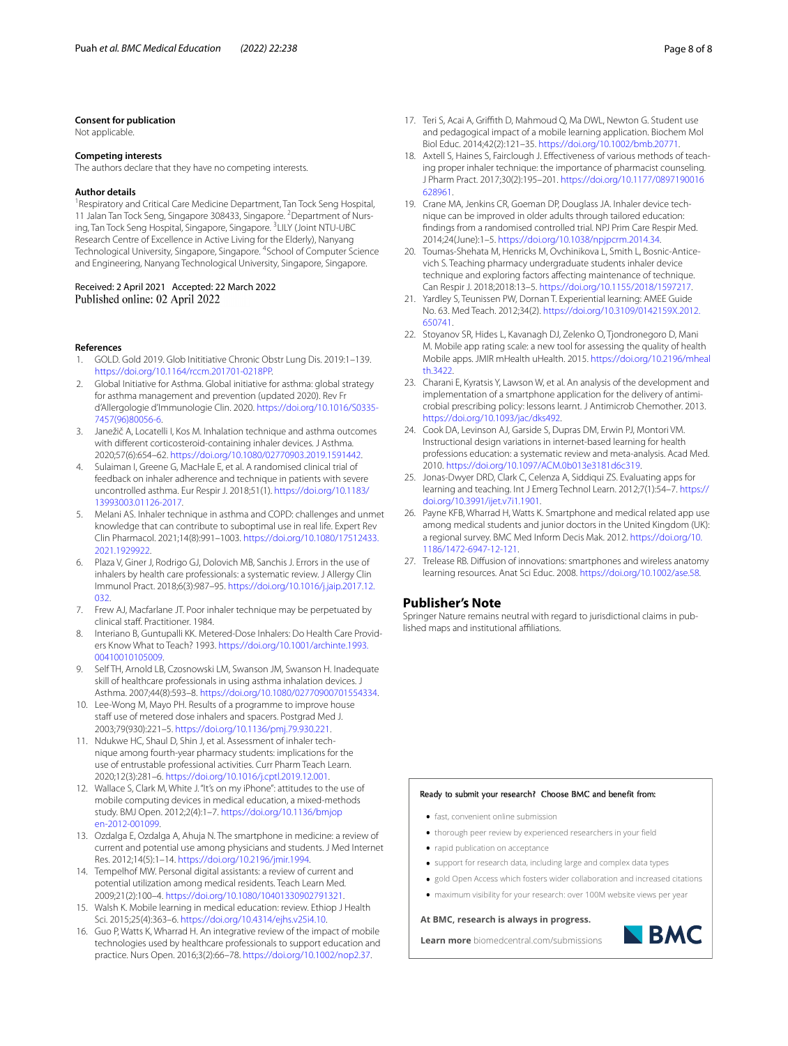### Consent for publication

Not applicable.

### Competing interests

The authors declare that they have no competing interests.

### Author details

[1]Respiratory and Critical Care Medicine Department, Tan Tock Seng Hospital, 11 Jalan Tan Tock Seng, Singapore 308433, Singapore. [2]Department of Nursing, Tan Tock Seng Hospital, Singapore, Singapore. [3]LILY (Joint NTU-UBC Research Centre of Excellence in Active Living for the Elderly), Nanyang Technological University, Singapore, Singapore. [4]School of Computer Science and Engineering, Nanyang Technological University, Singapore, Singapore.

Received: 2 April 2021 Accepted: 22 March 2022
Published online: 02 April 2022

## References

1. GOLD. Gold 2019. Glob Inititiative Chronic Obstr Lung Dis. 2019:1–139. https://doi.org/10.1164/rccm.201701-0218PP.
2. Global Initiative for Asthma. Global initiative for asthma: global strategy for asthma management and prevention (updated 2020). Rev Fr d'Allergologie d'Immunologie Clin. 2020. https://doi.org/10.1016/S0335-7457(96)80056-6.
3. Janežič A, Locatelli I, Kos M. Inhalation technique and asthma outcomes with different corticosteroid-containing inhaler devices. J Asthma. 2020;57(6):654–62. https://doi.org/10.1080/02770903.2019.1591442.
4. Sulaiman I, Greene G, MacHale E, et al. A randomised clinical trial of feedback on inhaler adherence and technique in patients with severe uncontrolled asthma. Eur Respir J. 2018;51(1). https://doi.org/10.1183/13993003.01126-2017.
5. Melani AS. Inhaler technique in asthma and COPD: challenges and unmet knowledge that can contribute to suboptimal use in real life. Expert Rev Clin Pharmacol. 2021;14(8):991–1003. https://doi.org/10.1080/17512433.2021.1929922.
6. Plaza V, Giner J, Rodrigo GJ, Dolovich MB, Sanchis J. Errors in the use of inhalers by health care professionals: a systematic review. J Allergy Clin Immunol Pract. 2018;6(3):987–95. https://doi.org/10.1016/j.jaip.2017.12.032.
7. Frew AJ, Macfarlane JT. Poor inhaler technique may be perpetuated by clinical staff. Practitioner. 1984.
8. Interiano B, Guntupalli KK. Metered-Dose Inhalers: Do Health Care Providers Know What to Teach? 1993. https://doi.org/10.1001/archinte.1993.00410010105009.
9. Self TH, Arnold LB, Czosnowski LM, Swanson JM, Swanson H. Inadequate skill of healthcare professionals in using asthma inhalation devices. J Asthma. 2007;44(8):593–8. https://doi.org/10.1080/02770900701554334.
10. Lee-Wong M, Mayo PH. Results of a programme to improve house staff use of metered dose inhalers and spacers. Postgrad Med J. 2003;79(930):221–5. https://doi.org/10.1136/pmj.79.930.221.
11. Ndukwe HC, Shaul D, Shin J, et al. Assessment of inhaler technique among fourth-year pharmacy students: implications for the use of entrustable professional activities. Curr Pharm Teach Learn. 2020;12(3):281–6. https://doi.org/10.1016/j.cptl.2019.12.001.
12. Wallace S, Clark M, White J. "It's on my iPhone": attitudes to the use of mobile computing devices in medical education, a mixed-methods study. BMJ Open. 2012;2(4):1–7. https://doi.org/10.1136/bmjopen-2012-001099.
13. Ozdalga E, Ozdalga A, Ahuja N. The smartphone in medicine: a review of current and potential use among physicians and students. J Med Internet Res. 2012;14(5):1–14. https://doi.org/10.2196/jmir.1994.
14. Tempelhof MW. Personal digital assistants: a review of current and potential utilization among medical residents. Teach Learn Med. 2009;21(2):100–4. https://doi.org/10.1080/10401330902791321.
15. Walsh K. Mobile learning in medical education: review. Ethiop J Health Sci. 2015;25(4):363–6. https://doi.org/10.4314/ejhs.v25i4.10.
16. Guo P, Watts K, Wharrad H. An integrative review of the impact of mobile technologies used by healthcare professionals to support education and practice. Nurs Open. 2016;3(2):66–78. https://doi.org/10.1002/nop2.37.
17. Teri S, Acai A, Griffith D, Mahmoud Q, Ma DWL, Newton G. Student use and pedagogical impact of a mobile learning application. Biochem Mol Biol Educ. 2014;42(2):121–35. https://doi.org/10.1002/bmb.20771.
18. Axtell S, Haines S, Fairclough J. Effectiveness of various methods of teaching proper inhaler technique: the importance of pharmacist counseling. J Pharm Pract. 2017;30(2):195–201. https://doi.org/10.1177/0897190016628961.
19. Crane MA, Jenkins CR, Goeman DP, Douglass JA. Inhaler device technique can be improved in older adults through tailored education: findings from a randomised controlled trial. NPJ Prim Care Respir Med. 2014;24(June):1–5. https://doi.org/10.1038/npjpcrm.2014.34.
20. Toumas-Shehata M, Henricks M, Ovchinikova L, Smith L, Bosnic-Anticevich S. Teaching pharmacy undergraduate students inhaler device technique and exploring factors affecting maintenance of technique. Can Respir J. 2018;2018:13–5. https://doi.org/10.1155/2018/1597217.
21. Yardley S, Teunissen PW, Dornan T. Experiential learning: AMEE Guide No. 63. Med Teach. 2012;34(2). https://doi.org/10.3109/0142159X.2012.650741.
22. Stoyanov SR, Hides L, Kavanagh DJ, Zelenko O, Tjondronegoro D, Mani M. Mobile app rating scale: a new tool for assessing the quality of health Mobile apps. JMIR mHealth uHealth. 2015. https://doi.org/10.2196/mhealth.3422.
23. Charani E, Kyratsis Y, Lawson W, et al. An analysis of the development and implementation of a smartphone application for the delivery of antimicrobial prescribing policy: lessons learnt. J Antimicrob Chemother. 2013. https://doi.org/10.1093/jac/dks492.
24. Cook DA, Levinson AJ, Garside S, Dupras DM, Erwin PJ, Montori VM. Instructional design variations in internet-based learning for health professions education: a systematic review and meta-analysis. Acad Med. 2010. https://doi.org/10.1097/ACM.0b013e3181d6c319.
25. Jonas-Dwyer DRD, Clark C, Celenza A, Siddiqui ZS. Evaluating apps for learning and teaching. Int J Emerg Technol Learn. 2012;7(1):54–7. https://doi.org/10.3991/ijet.v7i1.1901.
26. Payne KFB, Wharrad H, Watts K. Smartphone and medical related app use among medical students and junior doctors in the United Kingdom (UK): a regional survey. BMC Med Inform Decis Mak. 2012. https://doi.org/10.1186/1472-6947-12-121.
27. Trelease RB. Diffusion of innovations: smartphones and wireless anatomy learning resources. Anat Sci Educ. 2008. https://doi.org/10.1002/ase.58.

## Publisher's Note

Springer Nature remains neutral with regard to jurisdictional claims in published maps and institutional affiliations.

Ready to submit your research? Choose BMC and benefit from:

- fast, convenient online submission
- thorough peer review by experienced researchers in your field
- rapid publication on acceptance
- support for research data, including large and complex data types
- gold Open Access which fosters wider collaboration and increased citations
- maximum visibility for your research: over 100M website views per year

**At BMC, research is always in progress.**

**Learn more** biomedcentral.com/submissions

BMC